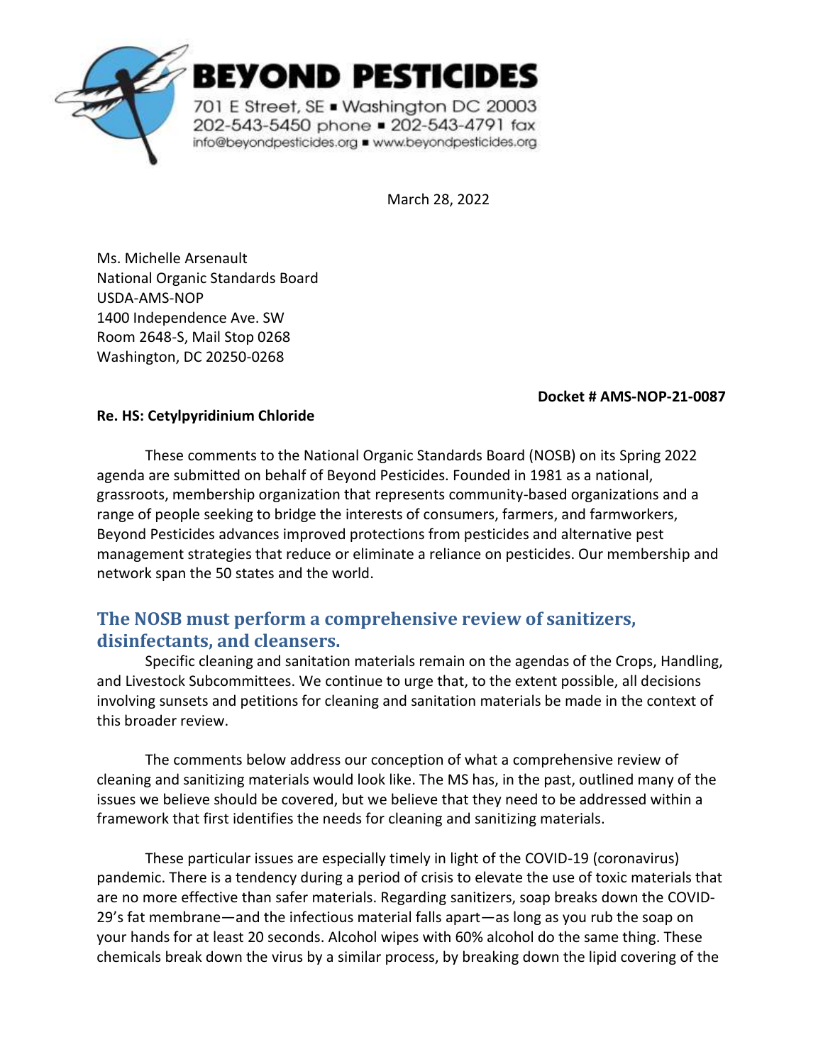**BEYOND PESTICIDES**

701 E Street, SE ▪ Washington DC 20003
202-543-5450 phone ▪ 202-543-4791 fax
info@beyondpesticides.org ▪ www.beyondpesticides.org

March 28, 2022

Ms. Michelle Arsenault
National Organic Standards Board
USDA-AMS-NOP
1400 Independence Ave. SW
Room 2648-S, Mail Stop 0268
Washington, DC 20250-0268

**Docket # AMS-NOP-21-0087**

**Re. HS: Cetylpyridinium Chloride**

These comments to the National Organic Standards Board (NOSB) on its Spring 2022 agenda are submitted on behalf of Beyond Pesticides. Founded in 1981 as a national, grassroots, membership organization that represents community-based organizations and a range of people seeking to bridge the interests of consumers, farmers, and farmworkers, Beyond Pesticides advances improved protections from pesticides and alternative pest management strategies that reduce or eliminate a reliance on pesticides. Our membership and network span the 50 states and the world.

## The NOSB must perform a comprehensive review of sanitizers, disinfectants, and cleansers.

Specific cleaning and sanitation materials remain on the agendas of the Crops, Handling, and Livestock Subcommittees. We continue to urge that, to the extent possible, all decisions involving sunsets and petitions for cleaning and sanitation materials be made in the context of this broader review.

The comments below address our conception of what a comprehensive review of cleaning and sanitizing materials would look like. The MS has, in the past, outlined many of the issues we believe should be covered, but we believe that they need to be addressed within a framework that first identifies the needs for cleaning and sanitizing materials.

These particular issues are especially timely in light of the COVID-19 (coronavirus) pandemic. There is a tendency during a period of crisis to elevate the use of toxic materials that are no more effective than safer materials. Regarding sanitizers, soap breaks down the COVID-29's fat membrane—and the infectious material falls apart—as long as you rub the soap on your hands for at least 20 seconds. Alcohol wipes with 60% alcohol do the same thing. These chemicals break down the virus by a similar process, by breaking down the lipid covering of the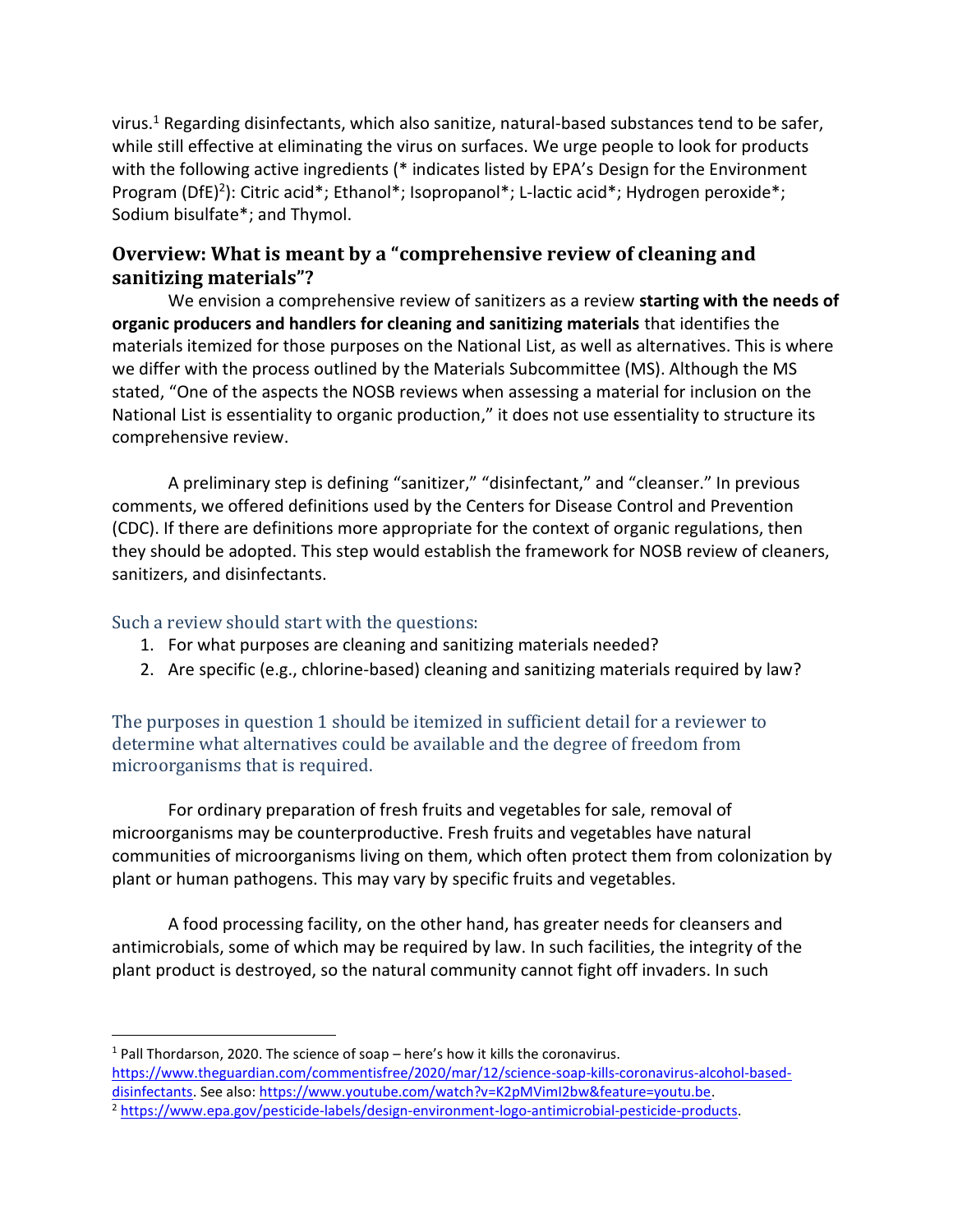virus.[1] Regarding disinfectants, which also sanitize, natural-based substances tend to be safer, while still effective at eliminating the virus on surfaces. We urge people to look for products with the following active ingredients (* indicates listed by EPA's Design for the Environment Program (DfE)[2]): Citric acid*; Ethanol*; Isopropanol*; L-lactic acid*; Hydrogen peroxide*; Sodium bisulfate*; and Thymol.

## Overview: What is meant by a "comprehensive review of cleaning and sanitizing materials"?

We envision a comprehensive review of sanitizers as a review **starting with the needs of organic producers and handlers for cleaning and sanitizing materials** that identifies the materials itemized for those purposes on the National List, as well as alternatives. This is where we differ with the process outlined by the Materials Subcommittee (MS). Although the MS stated, "One of the aspects the NOSB reviews when assessing a material for inclusion on the National List is essentiality to organic production," it does not use essentiality to structure its comprehensive review.

A preliminary step is defining "sanitizer," "disinfectant," and "cleanser." In previous comments, we offered definitions used by the Centers for Disease Control and Prevention (CDC). If there are definitions more appropriate for the context of organic regulations, then they should be adopted. This step would establish the framework for NOSB review of cleaners, sanitizers, and disinfectants.

### Such a review should start with the questions:

1. For what purposes are cleaning and sanitizing materials needed?
2. Are specific (e.g., chlorine-based) cleaning and sanitizing materials required by law?

### The purposes in question 1 should be itemized in sufficient detail for a reviewer to determine what alternatives could be available and the degree of freedom from microorganisms that is required.

For ordinary preparation of fresh fruits and vegetables for sale, removal of microorganisms may be counterproductive. Fresh fruits and vegetables have natural communities of microorganisms living on them, which often protect them from colonization by plant or human pathogens. This may vary by specific fruits and vegetables.

A food processing facility, on the other hand, has greater needs for cleansers and antimicrobials, some of which may be required by law. In such facilities, the integrity of the plant product is destroyed, so the natural community cannot fight off invaders. In such

---

[1] Pall Thordarson, 2020. The science of soap – here's how it kills the coronavirus. https://www.theguardian.com/commentisfree/2020/mar/12/science-soap-kills-coronavirus-alcohol-based-disinfectants. See also: https://www.youtube.com/watch?v=K2pMVimI2bw&feature=youtu.be.

[2] https://www.epa.gov/pesticide-labels/design-environment-logo-antimicrobial-pesticide-products.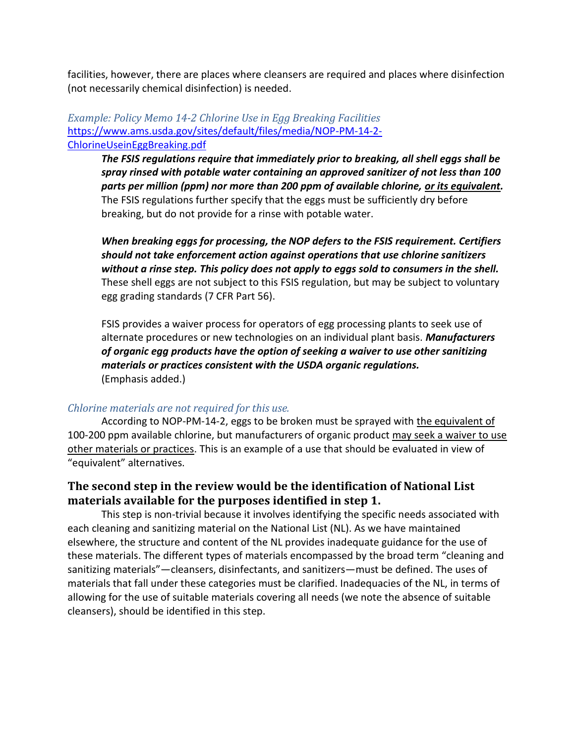facilities, however, there are places where cleansers are required and places where disinfection (not necessarily chemical disinfection) is needed.

*Example: Policy Memo 14-2 Chlorine Use in Egg Breaking Facilities*
[https://www.ams.usda.gov/sites/default/files/media/NOP-PM-14-2-ChlorineUseinEggBreaking.pdf](https://www.ams.usda.gov/sites/default/files/media/NOP-PM-14-2-ChlorineUseinEggBreaking.pdf)

> ***The FSIS regulations require that immediately prior to breaking, all shell eggs shall be spray rinsed with potable water containing an approved sanitizer of not less than 100 parts per million (ppm) nor more than 200 ppm of available chlorine, <u>or its equivalent</u>.*** The FSIS regulations further specify that the eggs must be sufficiently dry before breaking, but do not provide for a rinse with potable water.
>
> ***When breaking eggs for processing, the NOP defers to the FSIS requirement. Certifiers should not take enforcement action against operations that use chlorine sanitizers without a rinse step. This policy does not apply to eggs sold to consumers in the shell.*** These shell eggs are not subject to this FSIS regulation, but may be subject to voluntary egg grading standards (7 CFR Part 56).
>
> FSIS provides a waiver process for operators of egg processing plants to seek use of alternate procedures or new technologies on an individual plant basis. ***Manufacturers of organic egg products have the option of seeking a waiver to use other sanitizing materials or practices consistent with the USDA organic regulations.*** (Emphasis added.)

*Chlorine materials are not required for this use.*

According to NOP-PM-14-2, eggs to be broken must be sprayed with <u>the equivalent of</u> 100-200 ppm available chlorine, but manufacturers of organic product <u>may seek a waiver to use other materials or practices</u>. This is an example of a use that should be evaluated in view of "equivalent" alternatives.

## The second step in the review would be the identification of National List materials available for the purposes identified in step 1.

This step is non-trivial because it involves identifying the specific needs associated with each cleaning and sanitizing material on the National List (NL). As we have maintained elsewhere, the structure and content of the NL provides inadequate guidance for the use of these materials. The different types of materials encompassed by the broad term "cleaning and sanitizing materials"—cleansers, disinfectants, and sanitizers—must be defined. The uses of materials that fall under these categories must be clarified. Inadequacies of the NL, in terms of allowing for the use of suitable materials covering all needs (we note the absence of suitable cleansers), should be identified in this step.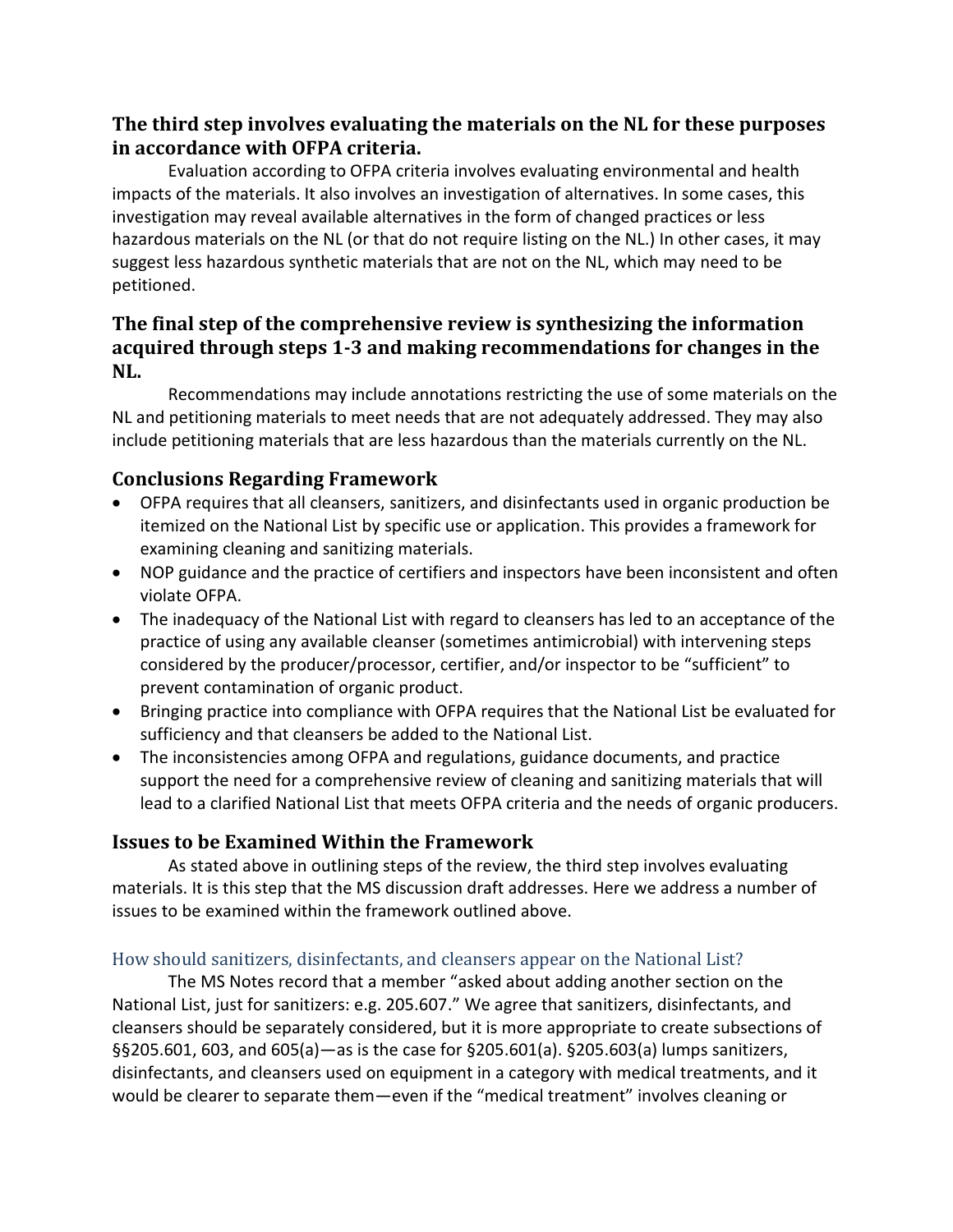## The third step involves evaluating the materials on the NL for these purposes in accordance with OFPA criteria.

Evaluation according to OFPA criteria involves evaluating environmental and health impacts of the materials. It also involves an investigation of alternatives. In some cases, this investigation may reveal available alternatives in the form of changed practices or less hazardous materials on the NL (or that do not require listing on the NL.) In other cases, it may suggest less hazardous synthetic materials that are not on the NL, which may need to be petitioned.

## The final step of the comprehensive review is synthesizing the information acquired through steps 1-3 and making recommendations for changes in the NL.

Recommendations may include annotations restricting the use of some materials on the NL and petitioning materials to meet needs that are not adequately addressed. They may also include petitioning materials that are less hazardous than the materials currently on the NL.

## Conclusions Regarding Framework

- OFPA requires that all cleansers, sanitizers, and disinfectants used in organic production be itemized on the National List by specific use or application. This provides a framework for examining cleaning and sanitizing materials.
- NOP guidance and the practice of certifiers and inspectors have been inconsistent and often violate OFPA.
- The inadequacy of the National List with regard to cleansers has led to an acceptance of the practice of using any available cleanser (sometimes antimicrobial) with intervening steps considered by the producer/processor, certifier, and/or inspector to be "sufficient" to prevent contamination of organic product.
- Bringing practice into compliance with OFPA requires that the National List be evaluated for sufficiency and that cleansers be added to the National List.
- The inconsistencies among OFPA and regulations, guidance documents, and practice support the need for a comprehensive review of cleaning and sanitizing materials that will lead to a clarified National List that meets OFPA criteria and the needs of organic producers.

## Issues to be Examined Within the Framework

As stated above in outlining steps of the review, the third step involves evaluating materials. It is this step that the MS discussion draft addresses. Here we address a number of issues to be examined within the framework outlined above.

### How should sanitizers, disinfectants, and cleansers appear on the National List?

The MS Notes record that a member "asked about adding another section on the National List, just for sanitizers: e.g. 205.607." We agree that sanitizers, disinfectants, and cleansers should be separately considered, but it is more appropriate to create subsections of §§205.601, 603, and 605(a)—as is the case for §205.601(a). §205.603(a) lumps sanitizers, disinfectants, and cleansers used on equipment in a category with medical treatments, and it would be clearer to separate them—even if the "medical treatment" involves cleaning or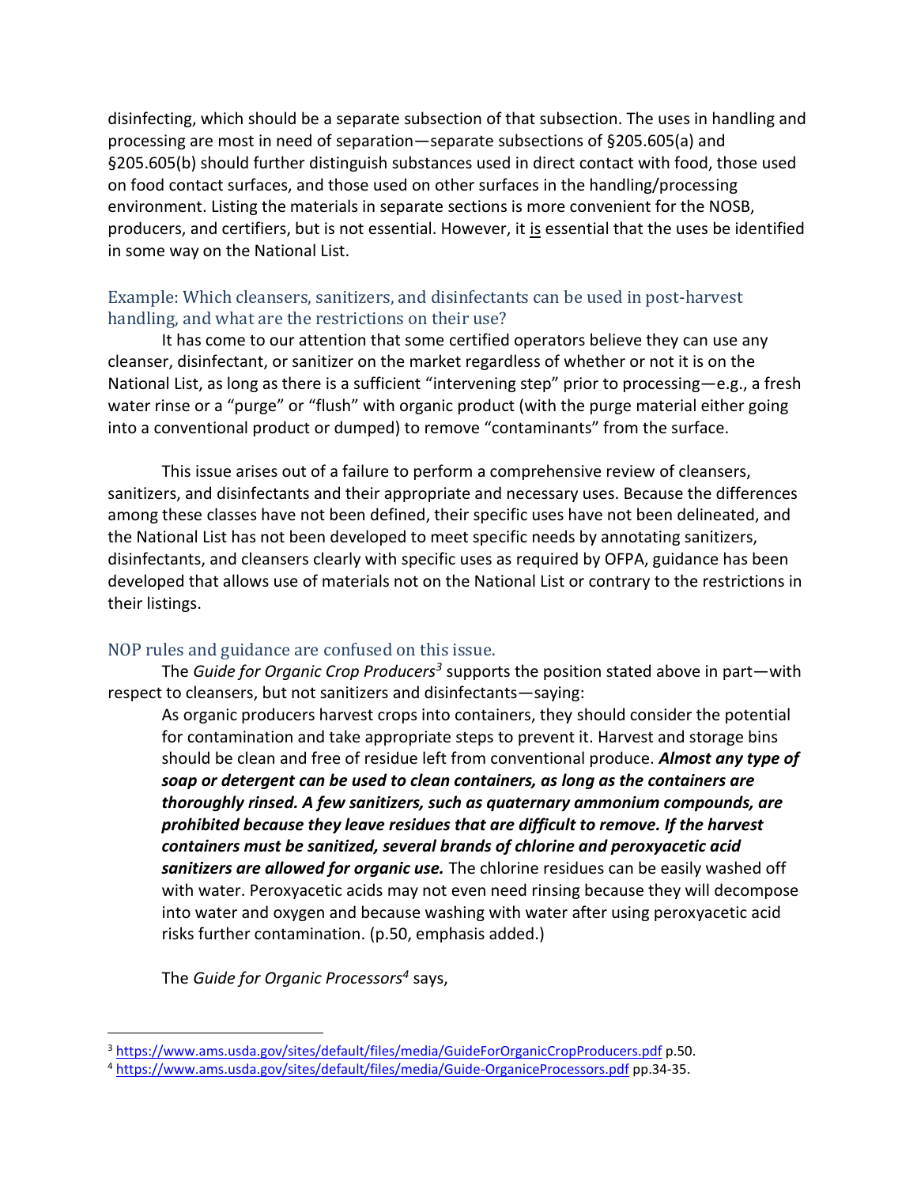disinfecting, which should be a separate subsection of that subsection. The uses in handling and processing are most in need of separation—separate subsections of §205.605(a) and §205.605(b) should further distinguish substances used in direct contact with food, those used on food contact surfaces, and those used on other surfaces in the handling/processing environment. Listing the materials in separate sections is more convenient for the NOSB, producers, and certifiers, but is not essential. However, it is essential that the uses be identified in some way on the National List.

### Example: Which cleansers, sanitizers, and disinfectants can be used in post-harvest handling, and what are the restrictions on their use?

It has come to our attention that some certified operators believe they can use any cleanser, disinfectant, or sanitizer on the market regardless of whether or not it is on the National List, as long as there is a sufficient "intervening step" prior to processing—e.g., a fresh water rinse or a "purge" or "flush" with organic product (with the purge material either going into a conventional product or dumped) to remove "contaminants" from the surface.

This issue arises out of a failure to perform a comprehensive review of cleansers, sanitizers, and disinfectants and their appropriate and necessary uses. Because the differences among these classes have not been defined, their specific uses have not been delineated, and the National List has not been developed to meet specific needs by annotating sanitizers, disinfectants, and cleansers clearly with specific uses as required by OFPA, guidance has been developed that allows use of materials not on the National List or contrary to the restrictions in their listings.

### NOP rules and guidance are confused on this issue.

The *Guide for Organic Crop Producers*[3] supports the position stated above in part—with respect to cleansers, but not sanitizers and disinfectants—saying:

> As organic producers harvest crops into containers, they should consider the potential for contamination and take appropriate steps to prevent it. Harvest and storage bins should be clean and free of residue left from conventional produce. ***Almost any type of soap or detergent can be used to clean containers, as long as the containers are thoroughly rinsed. A few sanitizers, such as quaternary ammonium compounds, are prohibited because they leave residues that are difficult to remove. If the harvest containers must be sanitized, several brands of chlorine and peroxyacetic acid sanitizers are allowed for organic use.*** The chlorine residues can be easily washed off with water. Peroxyacetic acids may not even need rinsing because they will decompose into water and oxygen and because washing with water after using peroxyacetic acid risks further contamination. (p.50, emphasis added.)

The *Guide for Organic Processors*[4] says,

---

[3] https://www.ams.usda.gov/sites/default/files/media/GuideForOrganicCropProducers.pdf p.50.

[4] https://www.ams.usda.gov/sites/default/files/media/Guide-OrganicProcessors.pdf pp.34-35.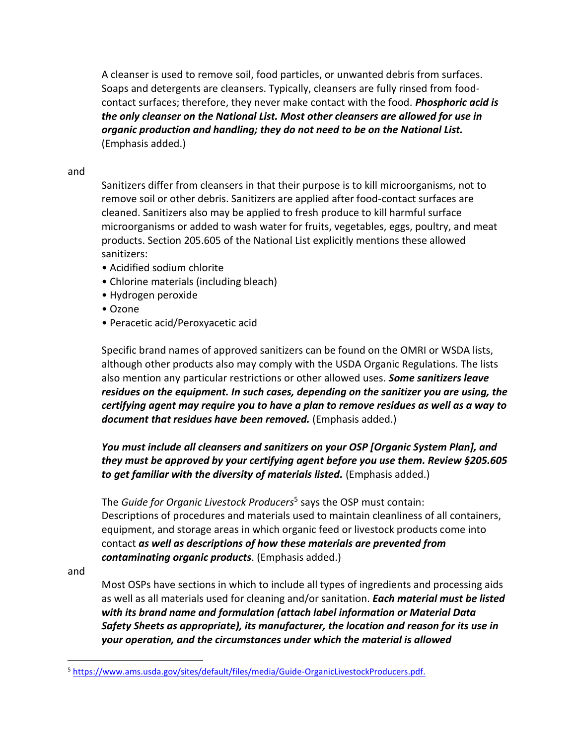> A cleanser is used to remove soil, food particles, or unwanted debris from surfaces. Soaps and detergents are cleansers. Typically, cleansers are fully rinsed from food-contact surfaces; therefore, they never make contact with the food. ***Phosphoric acid is the only cleanser on the National List. Most other cleansers are allowed for use in organic production and handling; they do not need to be on the National List.*** (Emphasis added.)

and

> Sanitizers differ from cleansers in that their purpose is to kill microorganisms, not to remove soil or other debris. Sanitizers are applied after food-contact surfaces are cleaned. Sanitizers also may be applied to fresh produce to kill harmful surface microorganisms or added to wash water for fruits, vegetables, eggs, poultry, and meat products. Section 205.605 of the National List explicitly mentions these allowed sanitizers:
>
> - Acidified sodium chlorite
> - Chlorine materials (including bleach)
> - Hydrogen peroxide
> - Ozone
> - Peracetic acid/Peroxyacetic acid
>
> Specific brand names of approved sanitizers can be found on the OMRI or WSDA lists, although other products also may comply with the USDA Organic Regulations. The lists also mention any particular restrictions or other allowed uses. ***Some sanitizers leave residues on the equipment. In such cases, depending on the sanitizer you are using, the certifying agent may require you to have a plan to remove residues as well as a way to document that residues have been removed.*** (Emphasis added.)
>
> ***You must include all cleansers and sanitizers on your OSP [Organic System Plan], and they must be approved by your certifying agent before you use them. Review §205.605 to get familiar with the diversity of materials listed.*** (Emphasis added.)
>
> The *Guide for Organic Livestock Producers*[5] says the OSP must contain: Descriptions of procedures and materials used to maintain cleanliness of all containers, equipment, and storage areas in which organic feed or livestock products come into contact ***as well as descriptions of how these materials are prevented from contaminating organic products***. (Emphasis added.)

and

> Most OSPs have sections in which to include all types of ingredients and processing aids as well as all materials used for cleaning and/or sanitation. ***Each material must be listed with its brand name and formulation (attach label information or Material Data Safety Sheets as appropriate), its manufacturer, the location and reason for its use in your operation, and the circumstances under which the material is allowed***

---

[5] https://www.ams.usda.gov/sites/default/files/media/Guide-OrganicLivestockProducers.pdf.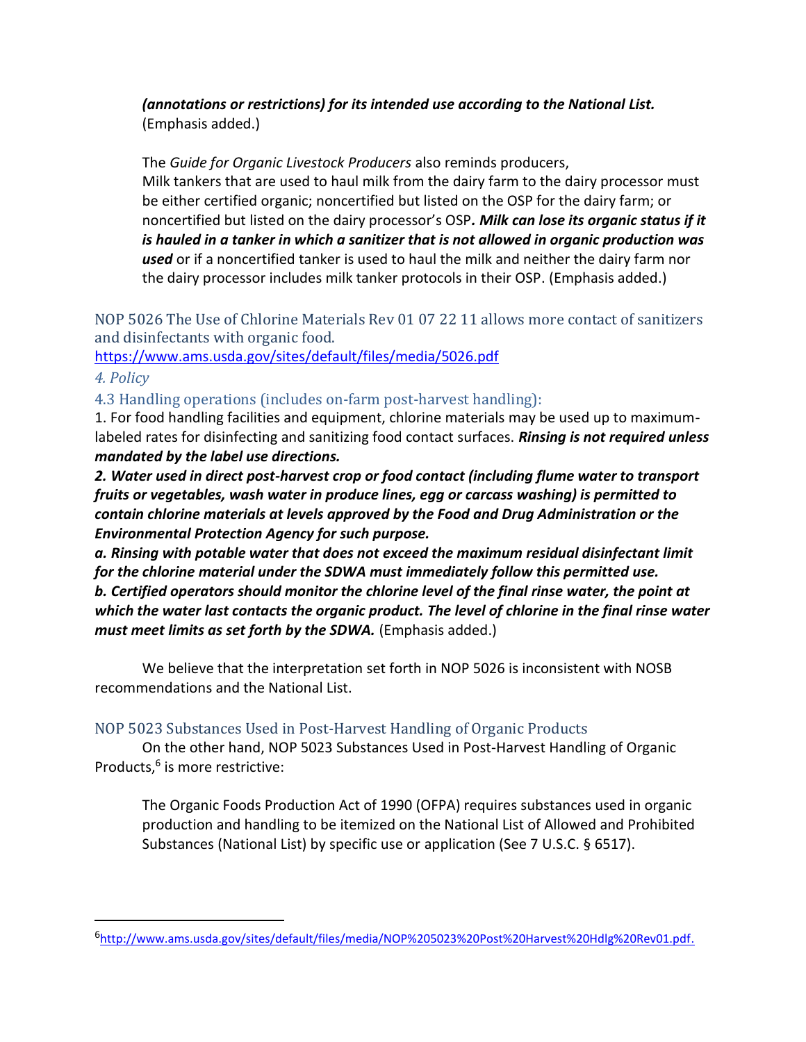***(annotations or restrictions) for its intended use according to the National List.*** (Emphasis added.)

> The *Guide for Organic Livestock Producers* also reminds producers,
> Milk tankers that are used to haul milk from the dairy farm to the dairy processor must be either certified organic; noncertified but listed on the OSP for the dairy farm; or noncertified but listed on the dairy processor's OSP***. Milk can lose its organic status if it is hauled in a tanker in which a sanitizer that is not allowed in organic production was used*** or if a noncertified tanker is used to haul the milk and neither the dairy farm nor the dairy processor includes milk tanker protocols in their OSP. (Emphasis added.)

### NOP 5026 The Use of Chlorine Materials Rev 01 07 22 11 allows more contact of sanitizers and disinfectants with organic food.

https://www.ams.usda.gov/sites/default/files/media/5026.pdf

#### *4. Policy*

#### 4.3 Handling operations (includes on-farm post-harvest handling):

1. For food handling facilities and equipment, chlorine materials may be used up to maximum-labeled rates for disinfecting and sanitizing food contact surfaces. ***Rinsing is not required unless mandated by the label use directions.***

***2. Water used in direct post-harvest crop or food contact (including flume water to transport fruits or vegetables, wash water in produce lines, egg or carcass washing) is permitted to contain chlorine materials at levels approved by the Food and Drug Administration or the Environmental Protection Agency for such purpose.***

***a. Rinsing with potable water that does not exceed the maximum residual disinfectant limit for the chlorine material under the SDWA must immediately follow this permitted use.***

***b. Certified operators should monitor the chlorine level of the final rinse water, the point at which the water last contacts the organic product. The level of chlorine in the final rinse water must meet limits as set forth by the SDWA.*** (Emphasis added.)

We believe that the interpretation set forth in NOP 5026 is inconsistent with NOSB recommendations and the National List.

### NOP 5023 Substances Used in Post-Harvest Handling of Organic Products

On the other hand, NOP 5023 Substances Used in Post-Harvest Handling of Organic Products,[6] is more restrictive:

> The Organic Foods Production Act of 1990 (OFPA) requires substances used in organic production and handling to be itemized on the National List of Allowed and Prohibited Substances (National List) by specific use or application (See 7 U.S.C. § 6517).

[6] http://www.ams.usda.gov/sites/default/files/media/NOP%205023%20Post%20Harvest%20Hdlg%20Rev01.pdf.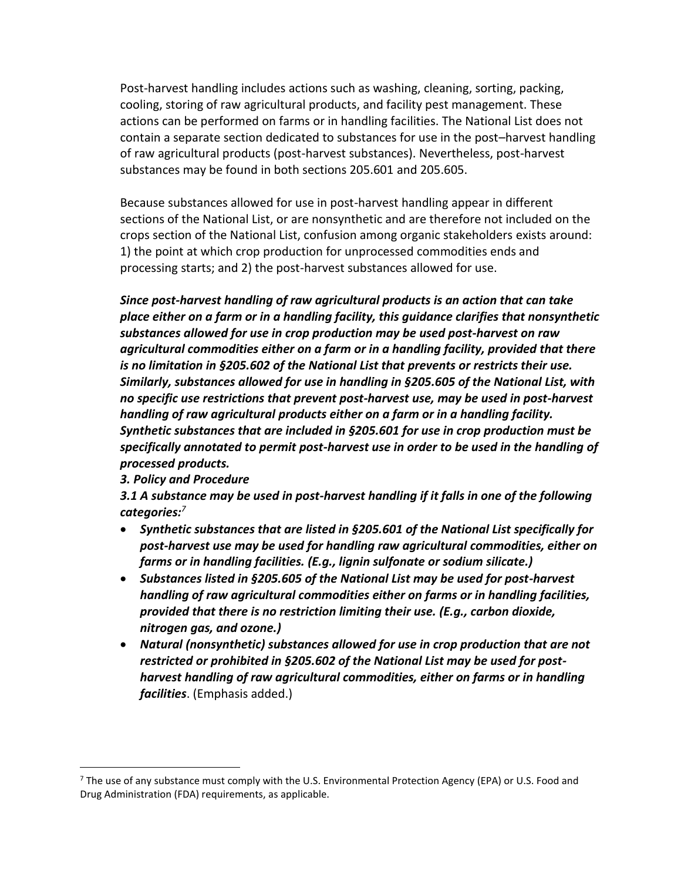Post-harvest handling includes actions such as washing, cleaning, sorting, packing, cooling, storing of raw agricultural products, and facility pest management. These actions can be performed on farms or in handling facilities. The National List does not contain a separate section dedicated to substances for use in the post–harvest handling of raw agricultural products (post-harvest substances). Nevertheless, post-harvest substances may be found in both sections 205.601 and 205.605.

Because substances allowed for use in post-harvest handling appear in different sections of the National List, or are nonsynthetic and are therefore not included on the crops section of the National List, confusion among organic stakeholders exists around: 1) the point at which crop production for unprocessed commodities ends and processing starts; and 2) the post-harvest substances allowed for use.

***Since post-harvest handling of raw agricultural products is an action that can take place either on a farm or in a handling facility, this guidance clarifies that nonsynthetic substances allowed for use in crop production may be used post-harvest on raw agricultural commodities either on a farm or in a handling facility, provided that there is no limitation in §205.602 of the National List that prevents or restricts their use. Similarly, substances allowed for use in handling in §205.605 of the National List, with no specific use restrictions that prevent post-harvest use, may be used in post-harvest handling of raw agricultural products either on a farm or in a handling facility. Synthetic substances that are included in §205.601 for use in crop production must be specifically annotated to permit post-harvest use in order to be used in the handling of processed products.***

***3. Policy and Procedure***

***3.1 A substance may be used in post-harvest handling if it falls in one of the following categories:***[7]

- ***Synthetic substances that are listed in §205.601 of the National List specifically for post-harvest use may be used for handling raw agricultural commodities, either on farms or in handling facilities. (E.g., lignin sulfonate or sodium silicate.)***
- ***Substances listed in §205.605 of the National List may be used for post-harvest handling of raw agricultural commodities either on farms or in handling facilities, provided that there is no restriction limiting their use. (E.g., carbon dioxide, nitrogen gas, and ozone.)***
- ***Natural (nonsynthetic) substances allowed for use in crop production that are not restricted or prohibited in §205.602 of the National List may be used for post-harvest handling of raw agricultural commodities, either on farms or in handling facilities***. (Emphasis added.)

[7] The use of any substance must comply with the U.S. Environmental Protection Agency (EPA) or U.S. Food and Drug Administration (FDA) requirements, as applicable.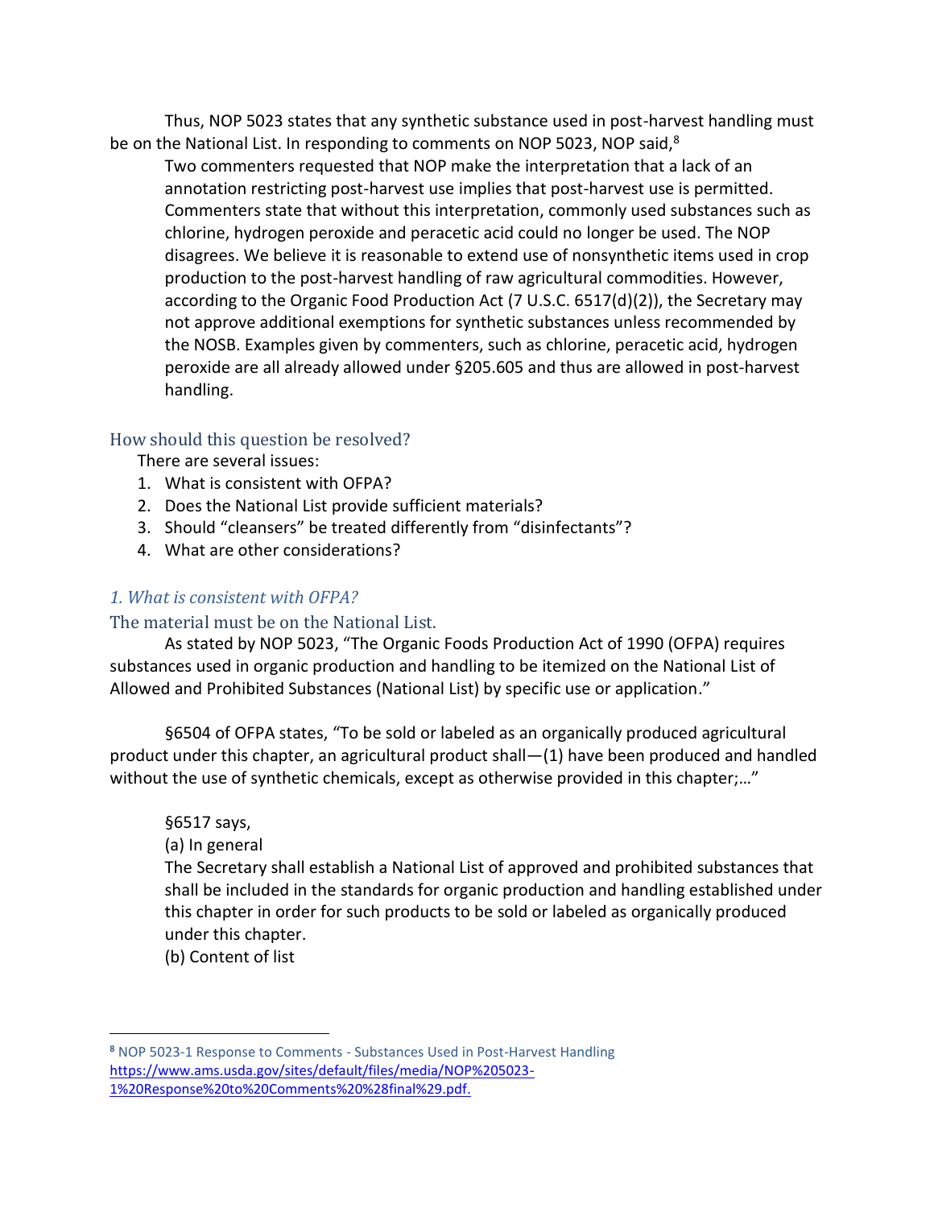Thus, NOP 5023 states that any synthetic substance used in post-harvest handling must be on the National List. In responding to comments on NOP 5023, NOP said,[8]

> Two commenters requested that NOP make the interpretation that a lack of an annotation restricting post-harvest use implies that post-harvest use is permitted. Commenters state that without this interpretation, commonly used substances such as chlorine, hydrogen peroxide and peracetic acid could no longer be used. The NOP disagrees. We believe it is reasonable to extend use of nonsynthetic items used in crop production to the post-harvest handling of raw agricultural commodities. However, according to the Organic Food Production Act (7 U.S.C. 6517(d)(2)), the Secretary may not approve additional exemptions for synthetic substances unless recommended by the NOSB. Examples given by commenters, such as chlorine, peracetic acid, hydrogen peroxide are all already allowed under §205.605 and thus are allowed in post-harvest handling.

## How should this question be resolved?

There are several issues:

1. What is consistent with OFPA?
2. Does the National List provide sufficient materials?
3. Should "cleansers" be treated differently from "disinfectants"?
4. What are other considerations?

### *1. What is consistent with OFPA?*

### The material must be on the National List.

As stated by NOP 5023, "The Organic Foods Production Act of 1990 (OFPA) requires substances used in organic production and handling to be itemized on the National List of Allowed and Prohibited Substances (National List) by specific use or application."

§6504 of OFPA states, "To be sold or labeled as an organically produced agricultural product under this chapter, an agricultural product shall—(1) have been produced and handled without the use of synthetic chemicals, except as otherwise provided in this chapter;…"

> §6517 says,
>
> (a) In general
>
> The Secretary shall establish a National List of approved and prohibited substances that shall be included in the standards for organic production and handling established under this chapter in order for such products to be sold or labeled as organically produced under this chapter.
>
> (b) Content of list

---

[8] NOP 5023-1 Response to Comments - Substances Used in Post-Harvest Handling https://www.ams.usda.gov/sites/default/files/media/NOP%205023-1%20Response%20to%20Comments%20%28final%29.pdf.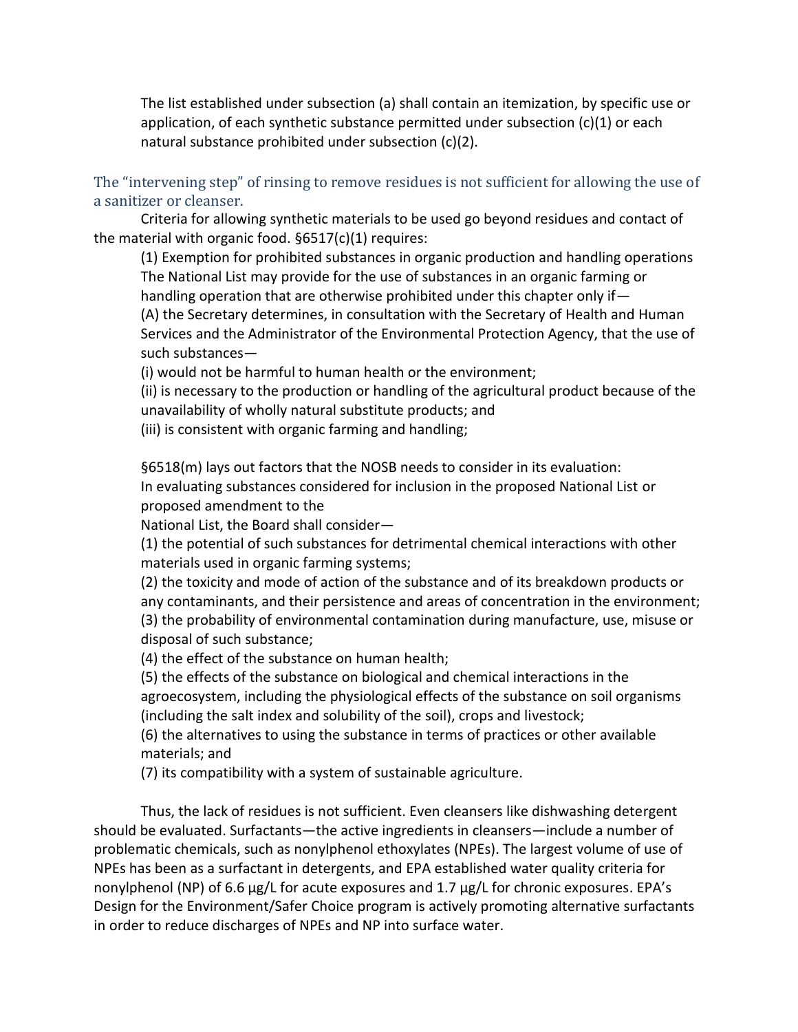The list established under subsection (a) shall contain an itemization, by specific use or application, of each synthetic substance permitted under subsection (c)(1) or each natural substance prohibited under subsection (c)(2).

### The "intervening step" of rinsing to remove residues is not sufficient for allowing the use of a sanitizer or cleanser.

Criteria for allowing synthetic materials to be used go beyond residues and contact of the material with organic food. §6517(c)(1) requires:

> (1) Exemption for prohibited substances in organic production and handling operations The National List may provide for the use of substances in an organic farming or handling operation that are otherwise prohibited under this chapter only if—
>
> (A) the Secretary determines, in consultation with the Secretary of Health and Human Services and the Administrator of the Environmental Protection Agency, that the use of such substances—
>
> (i) would not be harmful to human health or the environment;
>
> (ii) is necessary to the production or handling of the agricultural product because of the unavailability of wholly natural substitute products; and
>
> (iii) is consistent with organic farming and handling;

§6518(m) lays out factors that the NOSB needs to consider in its evaluation:

> In evaluating substances considered for inclusion in the proposed National List or proposed amendment to the
>
> National List, the Board shall consider—
>
> (1) the potential of such substances for detrimental chemical interactions with other materials used in organic farming systems;
>
> (2) the toxicity and mode of action of the substance and of its breakdown products or any contaminants, and their persistence and areas of concentration in the environment;
>
> (3) the probability of environmental contamination during manufacture, use, misuse or disposal of such substance;
>
> (4) the effect of the substance on human health;
>
> (5) the effects of the substance on biological and chemical interactions in the agroecosystem, including the physiological effects of the substance on soil organisms (including the salt index and solubility of the soil), crops and livestock;
>
> (6) the alternatives to using the substance in terms of practices or other available materials; and
>
> (7) its compatibility with a system of sustainable agriculture.

Thus, the lack of residues is not sufficient. Even cleansers like dishwashing detergent should be evaluated. Surfactants—the active ingredients in cleansers—include a number of problematic chemicals, such as nonylphenol ethoxylates (NPEs). The largest volume of use of NPEs has been as a surfactant in detergents, and EPA established water quality criteria for nonylphenol (NP) of 6.6 µg/L for acute exposures and 1.7 µg/L for chronic exposures. EPA's Design for the Environment/Safer Choice program is actively promoting alternative surfactants in order to reduce discharges of NPEs and NP into surface water.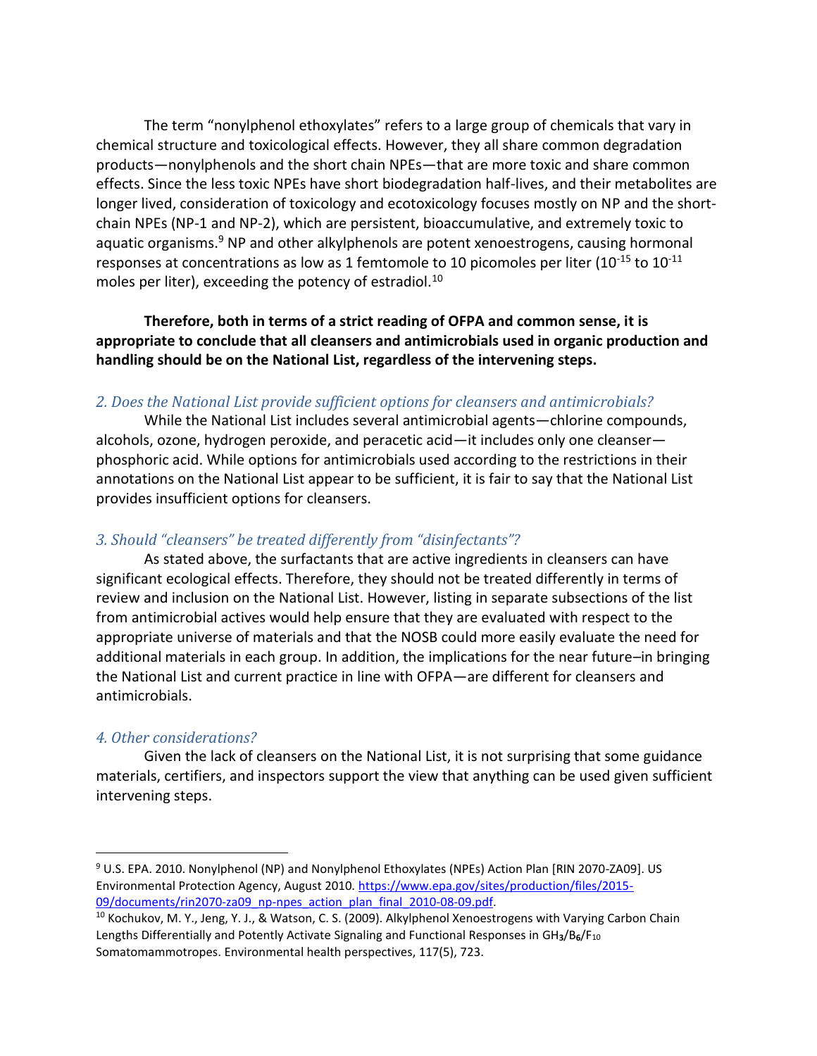The term "nonylphenol ethoxylates" refers to a large group of chemicals that vary in chemical structure and toxicological effects. However, they all share common degradation products—nonylphenols and the short chain NPEs—that are more toxic and share common effects. Since the less toxic NPEs have short biodegradation half-lives, and their metabolites are longer lived, consideration of toxicology and ecotoxicology focuses mostly on NP and the short-chain NPEs (NP-1 and NP-2), which are persistent, bioaccumulative, and extremely toxic to aquatic organisms.[9] NP and other alkylphenols are potent xenoestrogens, causing hormonal responses at concentrations as low as 1 femtomole to 10 picomoles per liter ($10^{-15}$ to $10^{-11}$ moles per liter), exceeding the potency of estradiol.[10]

**Therefore, both in terms of a strict reading of OFPA and common sense, it is appropriate to conclude that all cleansers and antimicrobials used in organic production and handling should be on the National List, regardless of the intervening steps.**

### *2. Does the National List provide sufficient options for cleansers and antimicrobials?*

While the National List includes several antimicrobial agents—chlorine compounds, alcohols, ozone, hydrogen peroxide, and peracetic acid—it includes only one cleanser—phosphoric acid. While options for antimicrobials used according to the restrictions in their annotations on the National List appear to be sufficient, it is fair to say that the National List provides insufficient options for cleansers.

### *3. Should "cleansers" be treated differently from "disinfectants"?*

As stated above, the surfactants that are active ingredients in cleansers can have significant ecological effects. Therefore, they should not be treated differently in terms of review and inclusion on the National List. However, listing in separate subsections of the list from antimicrobial actives would help ensure that they are evaluated with respect to the appropriate universe of materials and that the NOSB could more easily evaluate the need for additional materials in each group. In addition, the implications for the near future–in bringing the National List and current practice in line with OFPA—are different for cleansers and antimicrobials.

### *4. Other considerations?*

Given the lack of cleansers on the National List, it is not surprising that some guidance materials, certifiers, and inspectors support the view that anything can be used given sufficient intervening steps.

---

[9] U.S. EPA. 2010. Nonylphenol (NP) and Nonylphenol Ethoxylates (NPEs) Action Plan [RIN 2070-ZA09]. US Environmental Protection Agency, August 2010. https://www.epa.gov/sites/production/files/2015-09/documents/rin2070-za09_np-npes_action_plan_final_2010-08-09.pdf.

[10] Kochukov, M. Y., Jeng, Y. J., & Watson, C. S. (2009). Alkylphenol Xenoestrogens with Varying Carbon Chain Lengths Differentially and Potently Activate Signaling and Functional Responses in $GH_3/B_6/F_{10}$ Somatomammotropes. Environmental health perspectives, 117(5), 723.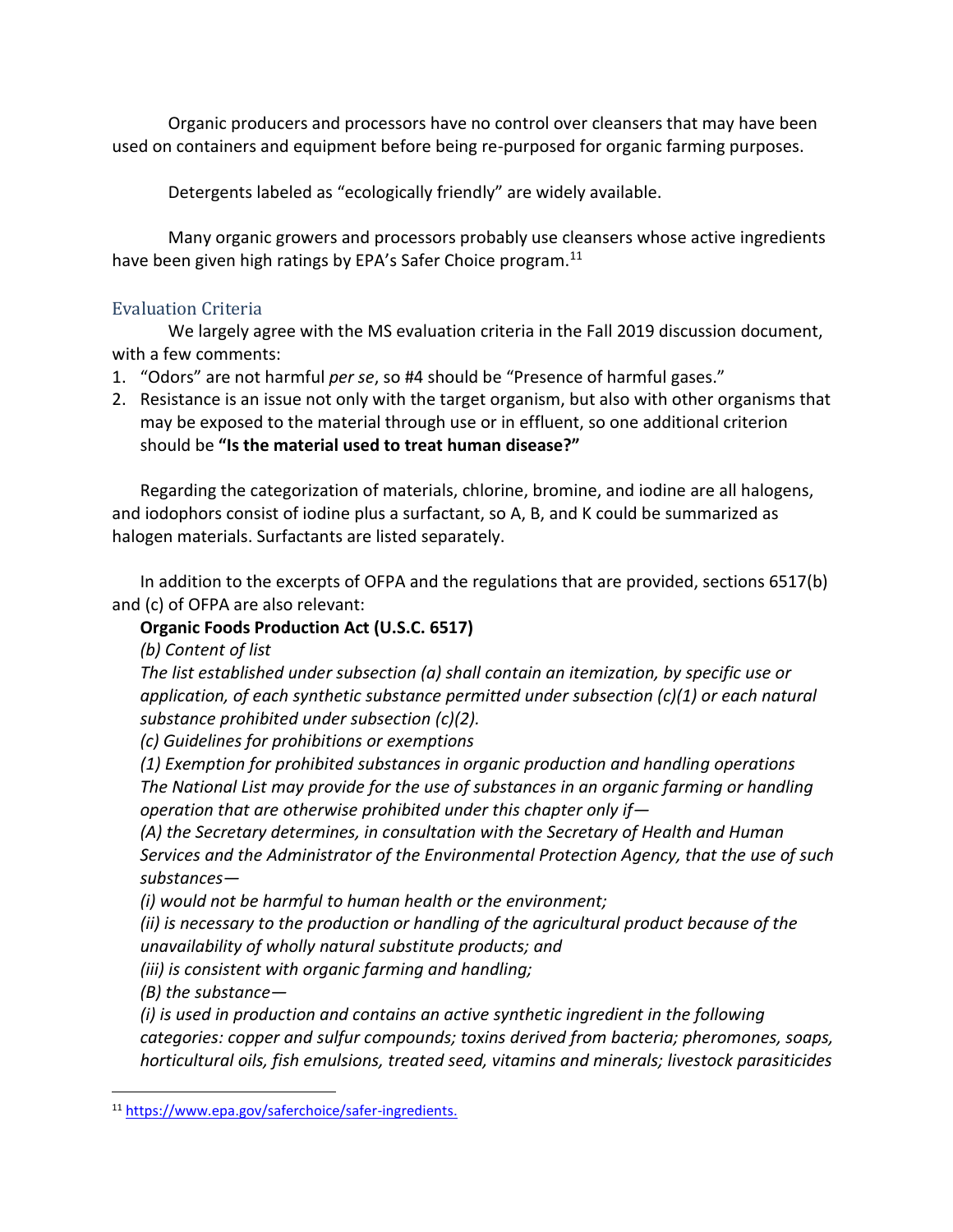Organic producers and processors have no control over cleansers that may have been used on containers and equipment before being re-purposed for organic farming purposes.

Detergents labeled as "ecologically friendly" are widely available.

Many organic growers and processors probably use cleansers whose active ingredients have been given high ratings by EPA's Safer Choice program.[11]

### Evaluation Criteria

We largely agree with the MS evaluation criteria in the Fall 2019 discussion document, with a few comments:

1. "Odors" are not harmful *per se*, so #4 should be "Presence of harmful gases."
2. Resistance is an issue not only with the target organism, but also with other organisms that may be exposed to the material through use or in effluent, so one additional criterion should be **"Is the material used to treat human disease?"**

Regarding the categorization of materials, chlorine, bromine, and iodine are all halogens, and iodophors consist of iodine plus a surfactant, so A, B, and K could be summarized as halogen materials. Surfactants are listed separately.

In addition to the excerpts of OFPA and the regulations that are provided, sections 6517(b) and (c) of OFPA are also relevant:

**Organic Foods Production Act (U.S.C. 6517)**

*(b) Content of list*

*The list established under subsection (a) shall contain an itemization, by specific use or application, of each synthetic substance permitted under subsection (c)(1) or each natural substance prohibited under subsection (c)(2).*

*(c) Guidelines for prohibitions or exemptions*

*(1) Exemption for prohibited substances in organic production and handling operations*

*The National List may provide for the use of substances in an organic farming or handling operation that are otherwise prohibited under this chapter only if—*

*(A) the Secretary determines, in consultation with the Secretary of Health and Human Services and the Administrator of the Environmental Protection Agency, that the use of such substances—*

*(i) would not be harmful to human health or the environment;*

*(ii) is necessary to the production or handling of the agricultural product because of the unavailability of wholly natural substitute products; and*

*(iii) is consistent with organic farming and handling;*

*(B) the substance—*

*(i) is used in production and contains an active synthetic ingredient in the following categories: copper and sulfur compounds; toxins derived from bacteria; pheromones, soaps, horticultural oils, fish emulsions, treated seed, vitamins and minerals; livestock parasiticides*

[11] https://www.epa.gov/saferchoice/safer-ingredients.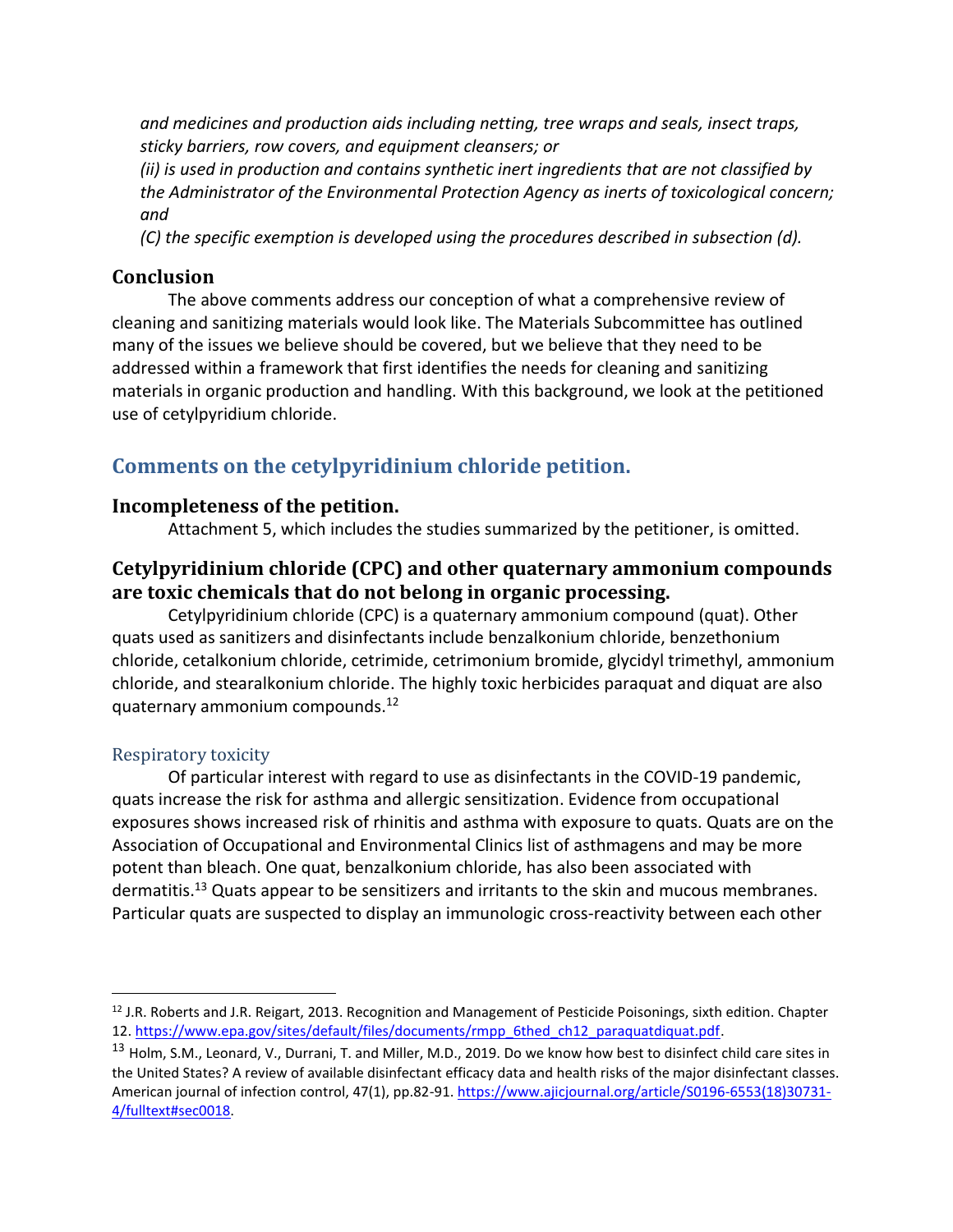*and medicines and production aids including netting, tree wraps and seals, insect traps, sticky barriers, row covers, and equipment cleansers; or*

*(ii) is used in production and contains synthetic inert ingredients that are not classified by the Administrator of the Environmental Protection Agency as inerts of toxicological concern; and*

*(C) the specific exemption is developed using the procedures described in subsection (d).*

### Conclusion

The above comments address our conception of what a comprehensive review of cleaning and sanitizing materials would look like. The Materials Subcommittee has outlined many of the issues we believe should be covered, but we believe that they need to be addressed within a framework that first identifies the needs for cleaning and sanitizing materials in organic production and handling. With this background, we look at the petitioned use of cetylpyridium chloride.

## Comments on the cetylpyridinium chloride petition.

### Incompleteness of the petition.

Attachment 5, which includes the studies summarized by the petitioner, is omitted.

### Cetylpyridinium chloride (CPC) and other quaternary ammonium compounds are toxic chemicals that do not belong in organic processing.

Cetylpyridinium chloride (CPC) is a quaternary ammonium compound (quat). Other quats used as sanitizers and disinfectants include benzalkonium chloride, benzethonium chloride, cetalkonium chloride, cetrimide, cetrimonium bromide, glycidyl trimethyl, ammonium chloride, and stearalkonium chloride. The highly toxic herbicides paraquat and diquat are also quaternary ammonium compounds.[12]

#### Respiratory toxicity

Of particular interest with regard to use as disinfectants in the COVID-19 pandemic, quats increase the risk for asthma and allergic sensitization. Evidence from occupational exposures shows increased risk of rhinitis and asthma with exposure to quats. Quats are on the Association of Occupational and Environmental Clinics list of asthmagens and may be more potent than bleach. One quat, benzalkonium chloride, has also been associated with dermatitis.[13] Quats appear to be sensitizers and irritants to the skin and mucous membranes. Particular quats are suspected to display an immunologic cross-reactivity between each other

---

[12] J.R. Roberts and J.R. Reigart, 2013. Recognition and Management of Pesticide Poisonings, sixth edition. Chapter 12. https://www.epa.gov/sites/default/files/documents/rmpp_6thed_ch12_paraquatdiquat.pdf.

[13] Holm, S.M., Leonard, V., Durrani, T. and Miller, M.D., 2019. Do we know how best to disinfect child care sites in the United States? A review of available disinfectant efficacy data and health risks of the major disinfectant classes. American journal of infection control, 47(1), pp.82-91. https://www.ajicjournal.org/article/S0196-6553(18)30731-4/fulltext#sec0018.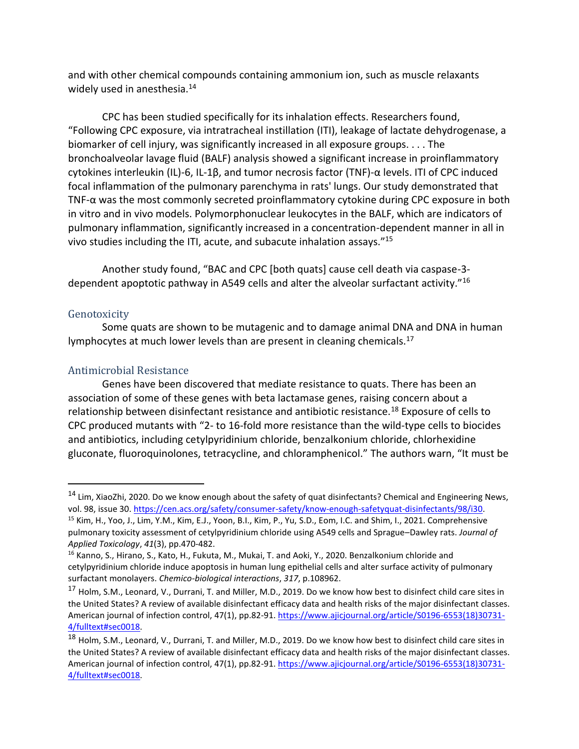and with other chemical compounds containing ammonium ion, such as muscle relaxants widely used in anesthesia.[14]

CPC has been studied specifically for its inhalation effects. Researchers found, "Following CPC exposure, via intratracheal instillation (ITI), leakage of lactate dehydrogenase, a biomarker of cell injury, was significantly increased in all exposure groups. . . . The bronchoalveolar lavage fluid (BALF) analysis showed a significant increase in proinflammatory cytokines interleukin (IL)-6, IL-1β, and tumor necrosis factor (TNF)-α levels. ITI of CPC induced focal inflammation of the pulmonary parenchyma in rats' lungs. Our study demonstrated that TNF-α was the most commonly secreted proinflammatory cytokine during CPC exposure in both in vitro and in vivo models. Polymorphonuclear leukocytes in the BALF, which are indicators of pulmonary inflammation, significantly increased in a concentration-dependent manner in all in vivo studies including the ITI, acute, and subacute inhalation assays."[15]

Another study found, "BAC and CPC [both quats] cause cell death via caspase-3-dependent apoptotic pathway in A549 cells and alter the alveolar surfactant activity."[16]

### Genotoxicity

Some quats are shown to be mutagenic and to damage animal DNA and DNA in human lymphocytes at much lower levels than are present in cleaning chemicals.[17]

### Antimicrobial Resistance

Genes have been discovered that mediate resistance to quats. There has been an association of some of these genes with beta lactamase genes, raising concern about a relationship between disinfectant resistance and antibiotic resistance.[18] Exposure of cells to CPC produced mutants with "2- to 16-fold more resistance than the wild-type cells to biocides and antibiotics, including cetylpyridinium chloride, benzalkonium chloride, chlorhexidine gluconate, fluoroquinolones, tetracycline, and chloramphenicol." The authors warn, "It must be

---

[14] Lim, XiaoZhi, 2020. Do we know enough about the safety of quat disinfectants? Chemical and Engineering News, vol. 98, issue 30. https://cen.acs.org/safety/consumer-safety/know-enough-safetyquat-disinfectants/98/i30.

[15] Kim, H., Yoo, J., Lim, Y.M., Kim, E.J., Yoon, B.I., Kim, P., Yu, S.D., Eom, I.C. and Shim, I., 2021. Comprehensive pulmonary toxicity assessment of cetylpyridinium chloride using A549 cells and Sprague–Dawley rats. *Journal of Applied Toxicology*, *41*(3), pp.470-482.

[16] Kanno, S., Hirano, S., Kato, H., Fukuta, M., Mukai, T. and Aoki, Y., 2020. Benzalkonium chloride and cetylpyridinium chloride induce apoptosis in human lung epithelial cells and alter surface activity of pulmonary surfactant monolayers. *Chemico-biological interactions*, *317*, p.108962.

[17] Holm, S.M., Leonard, V., Durrani, T. and Miller, M.D., 2019. Do we know how best to disinfect child care sites in the United States? A review of available disinfectant efficacy data and health risks of the major disinfectant classes. American journal of infection control, 47(1), pp.82-91. https://www.ajicjournal.org/article/S0196-6553(18)30731-4/fulltext#sec0018.

[18] Holm, S.M., Leonard, V., Durrani, T. and Miller, M.D., 2019. Do we know how best to disinfect child care sites in the United States? A review of available disinfectant efficacy data and health risks of the major disinfectant classes. American journal of infection control, 47(1), pp.82-91. https://www.ajicjournal.org/article/S0196-6553(18)30731-4/fulltext#sec0018.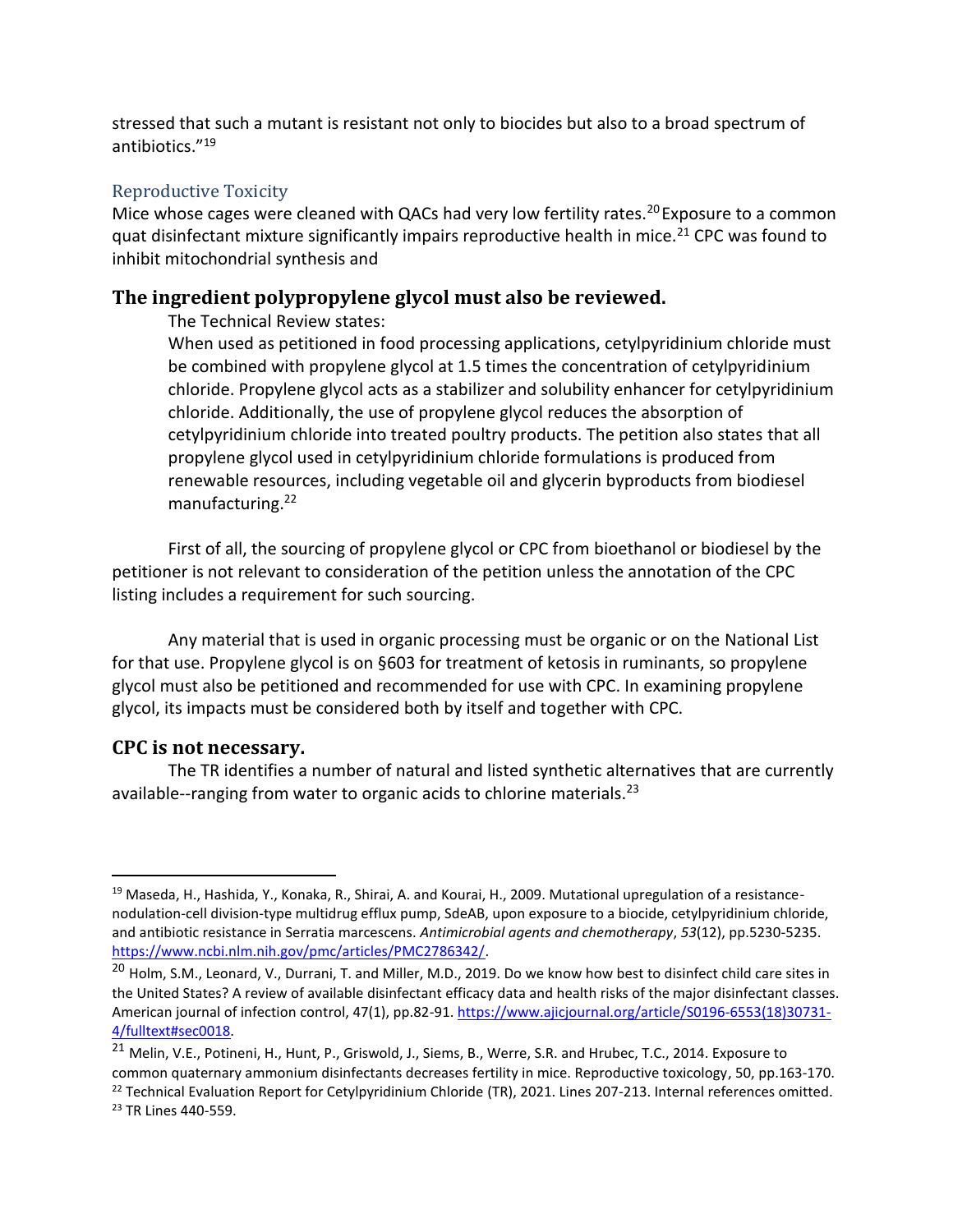stressed that such a mutant is resistant not only to biocides but also to a broad spectrum of antibiotics."[19]

### Reproductive Toxicity

Mice whose cages were cleaned with QACs had very low fertility rates.[20] Exposure to a common quat disinfectant mixture significantly impairs reproductive health in mice.[21] CPC was found to inhibit mitochondrial synthesis and

## The ingredient polypropylene glycol must also be reviewed.

The Technical Review states:

> When used as petitioned in food processing applications, cetylpyridinium chloride must be combined with propylene glycol at 1.5 times the concentration of cetylpyridinium chloride. Propylene glycol acts as a stabilizer and solubility enhancer for cetylpyridinium chloride. Additionally, the use of propylene glycol reduces the absorption of cetylpyridinium chloride into treated poultry products. The petition also states that all propylene glycol used in cetylpyridinium chloride formulations is produced from renewable resources, including vegetable oil and glycerin byproducts from biodiesel manufacturing.[22]

First of all, the sourcing of propylene glycol or CPC from bioethanol or biodiesel by the petitioner is not relevant to consideration of the petition unless the annotation of the CPC listing includes a requirement for such sourcing.

Any material that is used in organic processing must be organic or on the National List for that use. Propylene glycol is on §603 for treatment of ketosis in ruminants, so propylene glycol must also be petitioned and recommended for use with CPC. In examining propylene glycol, its impacts must be considered both by itself and together with CPC.

## CPC is not necessary.

The TR identifies a number of natural and listed synthetic alternatives that are currently available--ranging from water to organic acids to chlorine materials.[23]

---

[19] Maseda, H., Hashida, Y., Konaka, R., Shirai, A. and Kourai, H., 2009. Mutational upregulation of a resistance-nodulation-cell division-type multidrug efflux pump, SdeAB, upon exposure to a biocide, cetylpyridinium chloride, and antibiotic resistance in Serratia marcescens. *Antimicrobial agents and chemotherapy*, *53*(12), pp.5230-5235. https://www.ncbi.nlm.nih.gov/pmc/articles/PMC2786342/.

[20] Holm, S.M., Leonard, V., Durrani, T. and Miller, M.D., 2019. Do we know how best to disinfect child care sites in the United States? A review of available disinfectant efficacy data and health risks of the major disinfectant classes. American journal of infection control, 47(1), pp.82-91. https://www.ajicjournal.org/article/S0196-6553(18)30731-4/fulltext#sec0018.

[21] Melin, V.E., Potineni, H., Hunt, P., Griswold, J., Siems, B., Werre, S.R. and Hrubec, T.C., 2014. Exposure to common quaternary ammonium disinfectants decreases fertility in mice. Reproductive toxicology, 50, pp.163-170.

[22] Technical Evaluation Report for Cetylpyridinium Chloride (TR), 2021. Lines 207-213. Internal references omitted.

[23] TR Lines 440-559.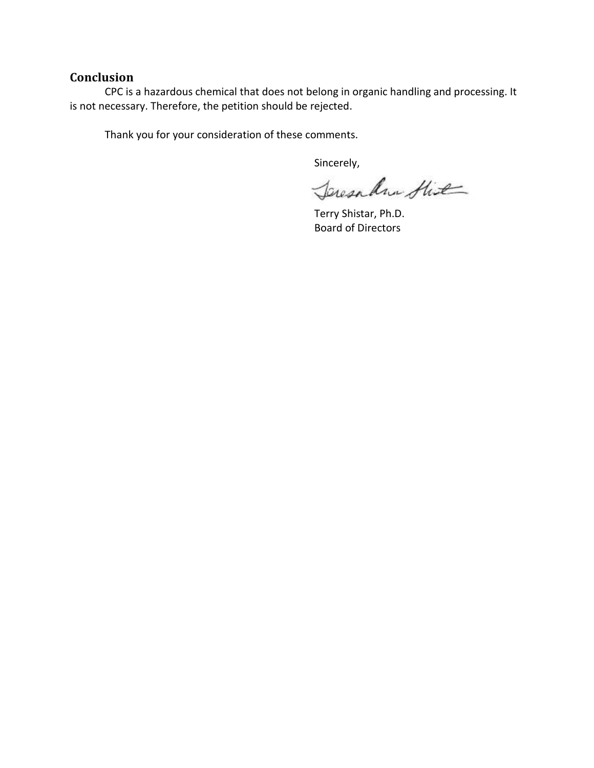## Conclusion

CPC is a hazardous chemical that does not belong in organic handling and processing. It is not necessary. Therefore, the petition should be rejected.

Thank you for your consideration of these comments.

Sincerely,

Terry Shistar, Ph.D.
Board of Directors